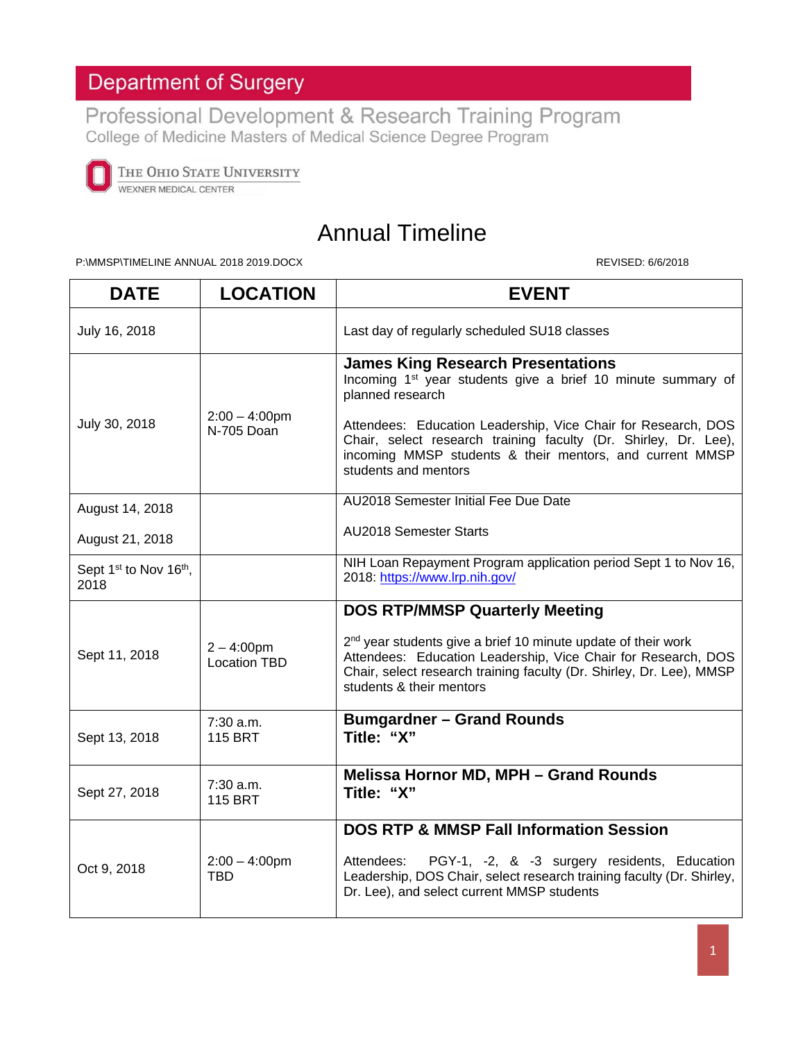# Department of Surgery

## Professional Development & Research Training Program

College of Medicine Masters of Medical Science Degree Program

The Ohio State University
Wexner Medical Center

# Annual Timeline

P:\MMSP\TIMELINE ANNUAL 2018 2019.DOCX REVISED: 6/6/2018

| DATE | LOCATION | EVENT |
|---|---|---|
| July 16, 2018 | | Last day of regularly scheduled SU18 classes |
| July 30, 2018 | 2:00 – 4:00pm<br>N-705 Doan | **James King Research Presentations**<br>Incoming 1st year students give a brief 10 minute summary of planned research<br><br>Attendees: Education Leadership, Vice Chair for Research, DOS Chair, select research training faculty (Dr. Shirley, Dr. Lee), incoming MMSP students & their mentors, and current MMSP students and mentors |
| August 14, 2018<br><br>August 21, 2018 | | AU2018 Semester Initial Fee Due Date<br><br>AU2018 Semester Starts |
| Sept 1st to Nov 16th, 2018 | | NIH Loan Repayment Program application period Sept 1 to Nov 16, 2018: https://www.lrp.nih.gov/ |
| Sept 11, 2018 | 2 – 4:00pm<br>Location TBD | **DOS RTP/MMSP Quarterly Meeting**<br><br>2nd year students give a brief 10 minute update of their work<br>Attendees: Education Leadership, Vice Chair for Research, DOS Chair, select research training faculty (Dr. Shirley, Dr. Lee), MMSP students & their mentors |
| Sept 13, 2018 | 7:30 a.m.<br>115 BRT | **Bumgardner – Grand Rounds**<br>**Title: "X"** |
| Sept 27, 2018 | 7:30 a.m.<br>115 BRT | **Melissa Hornor MD, MPH – Grand Rounds**<br>**Title: "X"** |
| Oct 9, 2018 | 2:00 – 4:00pm<br>TBD | **DOS RTP & MMSP Fall Information Session**<br><br>Attendees: PGY-1, -2, & -3 surgery residents, Education Leadership, DOS Chair, select research training faculty (Dr. Shirley, Dr. Lee), and select current MMSP students |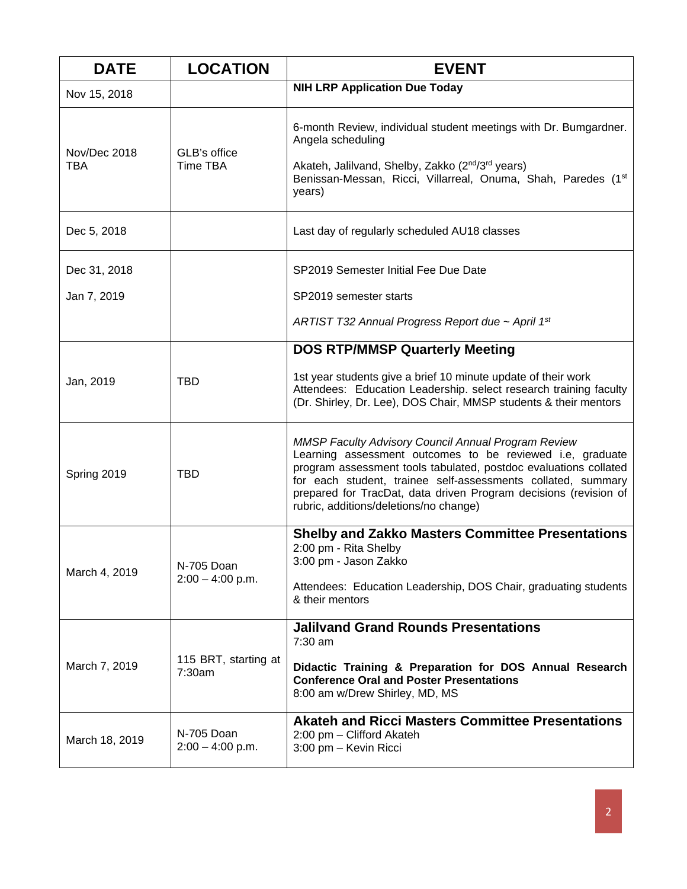| DATE | LOCATION | EVENT |
|---|---|---|
| Nov 15, 2018 | | **NIH LRP Application Due Today** |
| Nov/Dec 2018 TBA | GLB's office Time TBA | 6-month Review, individual student meetings with Dr. Bumgardner. Angela scheduling<br><br>Akateh, Jalilvand, Shelby, Zakko (2nd/3rd years)<br>Benissan-Messan, Ricci, Villarreal, Onuma, Shah, Paredes (1st years) |
| Dec 5, 2018 | | Last day of regularly scheduled AU18 classes |
| Dec 31, 2018<br><br>Jan 7, 2019 | | SP2019 Semester Initial Fee Due Date<br><br>SP2019 semester starts<br><br>*ARTIST T32 Annual Progress Report due ~ April 1st* |
| Jan, 2019 | TBD | **DOS RTP/MMSP Quarterly Meeting**<br><br>1st year students give a brief 10 minute update of their work<br>Attendees: Education Leadership. select research training faculty (Dr. Shirley, Dr. Lee), DOS Chair, MMSP students & their mentors |
| Spring 2019 | TBD | *MMSP Faculty Advisory Council Annual Program Review*<br>Learning assessment outcomes to be reviewed i.e, graduate program assessment tools tabulated, postdoc evaluations collated for each student, trainee self-assessments collated, summary prepared for TracDat, data driven Program decisions (revision of rubric, additions/deletions/no change) |
| March 4, 2019 | N-705 Doan<br>2:00 – 4:00 p.m. | **Shelby and Zakko Masters Committee Presentations**<br>2:00 pm - Rita Shelby<br>3:00 pm - Jason Zakko<br><br>Attendees: Education Leadership, DOS Chair, graduating students & their mentors |
| March 7, 2019 | 115 BRT, starting at 7:30am | **Jalilvand Grand Rounds Presentations**<br>7:30 am<br><br>**Didactic Training & Preparation for DOS Annual Research Conference Oral and Poster Presentations**<br>8:00 am w/Drew Shirley, MD, MS |
| March 18, 2019 | N-705 Doan<br>2:00 – 4:00 p.m. | **Akateh and Ricci Masters Committee Presentations**<br>2:00 pm – Clifford Akateh<br>3:00 pm – Kevin Ricci |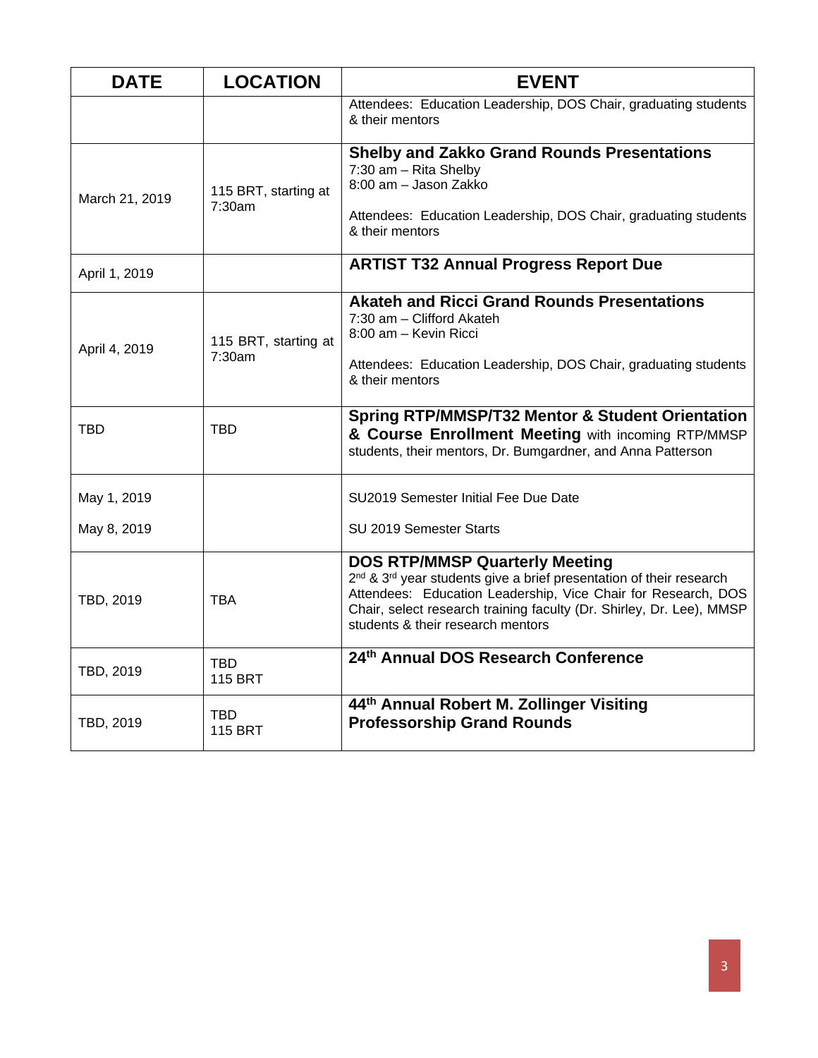| DATE | LOCATION | EVENT |
|---|---|---|
| | | Attendees: Education Leadership, DOS Chair, graduating students & their mentors |
| March 21, 2019 | 115 BRT, starting at 7:30am | **Shelby and Zakko Grand Rounds Presentations**<br>7:30 am – Rita Shelby<br>8:00 am – Jason Zakko<br><br>Attendees: Education Leadership, DOS Chair, graduating students & their mentors |
| April 1, 2019 | | **ARTIST T32 Annual Progress Report Due** |
| April 4, 2019 | 115 BRT, starting at 7:30am | **Akateh and Ricci Grand Rounds Presentations**<br>7:30 am – Clifford Akateh<br>8:00 am – Kevin Ricci<br><br>Attendees: Education Leadership, DOS Chair, graduating students & their mentors |
| TBD | TBD | **Spring RTP/MMSP/T32 Mentor & Student Orientation & Course Enrollment Meeting** with incoming RTP/MMSP students, their mentors, Dr. Bumgardner, and Anna Patterson |
| May 1, 2019<br><br>May 8, 2019 | | SU2019 Semester Initial Fee Due Date<br><br>SU 2019 Semester Starts |
| TBD, 2019 | TBA | **DOS RTP/MMSP Quarterly Meeting**<br>2nd & 3rd year students give a brief presentation of their research<br>Attendees: Education Leadership, Vice Chair for Research, DOS Chair, select research training faculty (Dr. Shirley, Dr. Lee), MMSP students & their research mentors |
| TBD, 2019 | TBD<br>115 BRT | **24th Annual DOS Research Conference** |
| TBD, 2019 | TBD<br>115 BRT | **44th Annual Robert M. Zollinger Visiting Professorship Grand Rounds** |